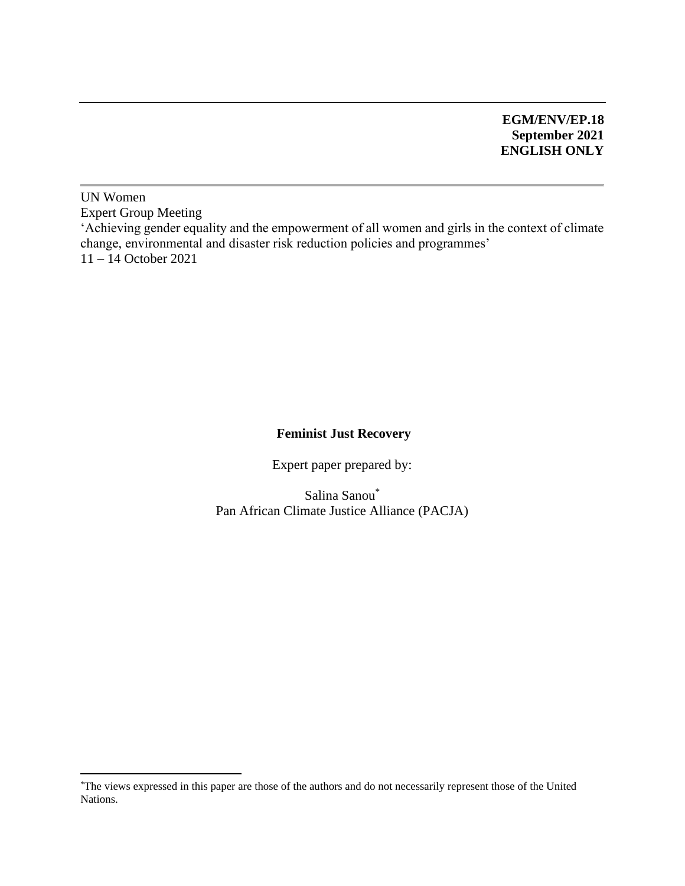**EGM/ENV/EP.18**
**September 2021**
**ENGLISH ONLY**

UN Women
Expert Group Meeting
'Achieving gender equality and the empowerment of all women and girls in the context of climate change, environmental and disaster risk reduction policies and programmes'
11 – 14 October 2021

# Feminist Just Recovery

Expert paper prepared by:

Salina Sanou[*]
Pan African Climate Justice Alliance (PACJA)

[*]The views expressed in this paper are those of the authors and do not necessarily represent those of the United Nations.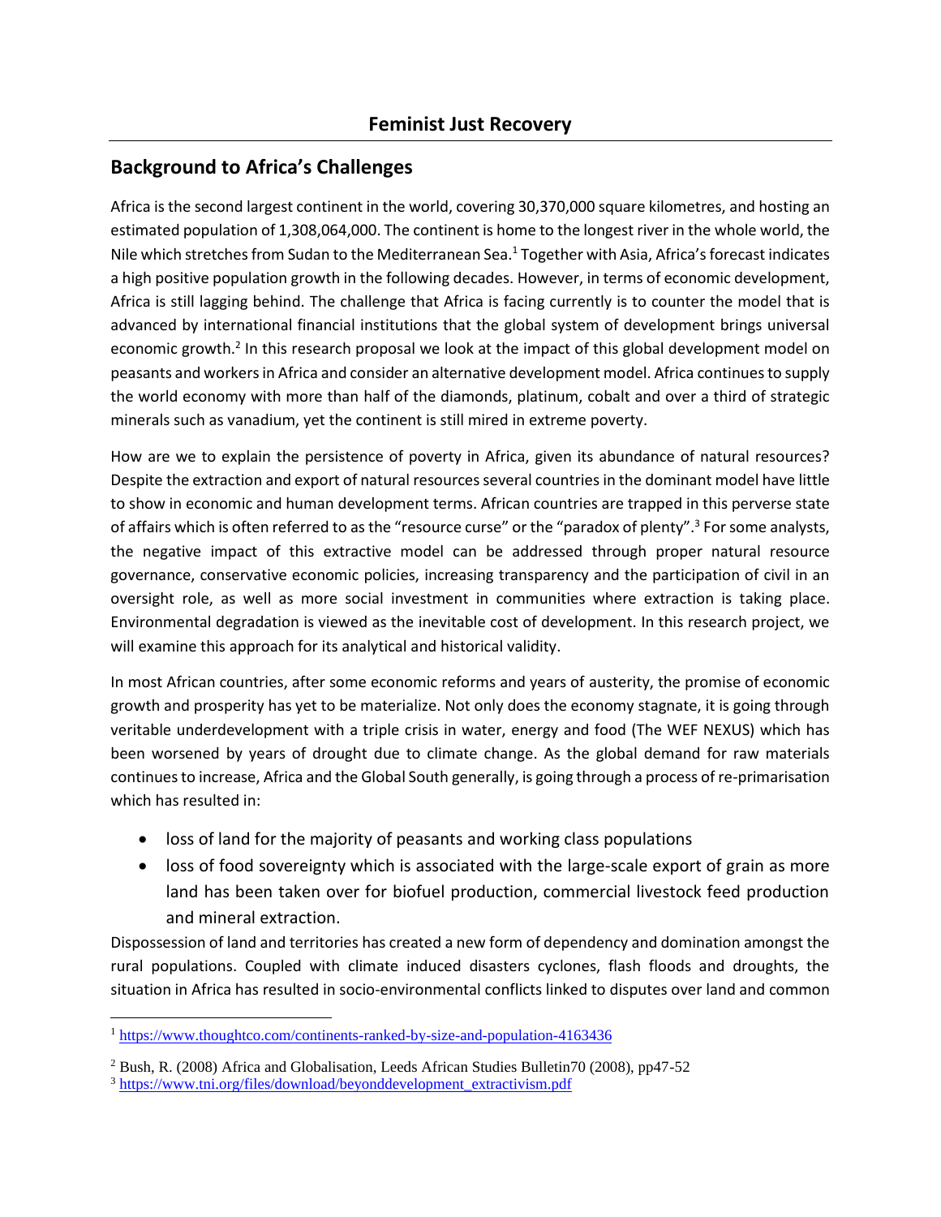# Feminist Just Recovery

## Background to Africa's Challenges

Africa is the second largest continent in the world, covering 30,370,000 square kilometres, and hosting an estimated population of 1,308,064,000. The continent is home to the longest river in the whole world, the Nile which stretches from Sudan to the Mediterranean Sea.[1] Together with Asia, Africa's forecast indicates a high positive population growth in the following decades. However, in terms of economic development, Africa is still lagging behind. The challenge that Africa is facing currently is to counter the model that is advanced by international financial institutions that the global system of development brings universal economic growth.[2] In this research proposal we look at the impact of this global development model on peasants and workers in Africa and consider an alternative development model. Africa continues to supply the world economy with more than half of the diamonds, platinum, cobalt and over a third of strategic minerals such as vanadium, yet the continent is still mired in extreme poverty.

How are we to explain the persistence of poverty in Africa, given its abundance of natural resources? Despite the extraction and export of natural resources several countries in the dominant model have little to show in economic and human development terms. African countries are trapped in this perverse state of affairs which is often referred to as the "resource curse" or the "paradox of plenty".[3] For some analysts, the negative impact of this extractive model can be addressed through proper natural resource governance, conservative economic policies, increasing transparency and the participation of civil in an oversight role, as well as more social investment in communities where extraction is taking place. Environmental degradation is viewed as the inevitable cost of development. In this research project, we will examine this approach for its analytical and historical validity.

In most African countries, after some economic reforms and years of austerity, the promise of economic growth and prosperity has yet to be materialize. Not only does the economy stagnate, it is going through veritable underdevelopment with a triple crisis in water, energy and food (The WEF NEXUS) which has been worsened by years of drought due to climate change. As the global demand for raw materials continues to increase, Africa and the Global South generally, is going through a process of re-primarisation which has resulted in:

- loss of land for the majority of peasants and working class populations
- loss of food sovereignty which is associated with the large-scale export of grain as more land has been taken over for biofuel production, commercial livestock feed production and mineral extraction.

Dispossession of land and territories has created a new form of dependency and domination amongst the rural populations. Coupled with climate induced disasters cyclones, flash floods and droughts, the situation in Africa has resulted in socio-environmental conflicts linked to disputes over land and common

---

[1] https://www.thoughtco.com/continents-ranked-by-size-and-population-4163436

[2] Bush, R. (2008) Africa and Globalisation, Leeds African Studies Bulletin70 (2008), pp47-52

[3] https://www.tni.org/files/download/beyonddevelopment_extractivism.pdf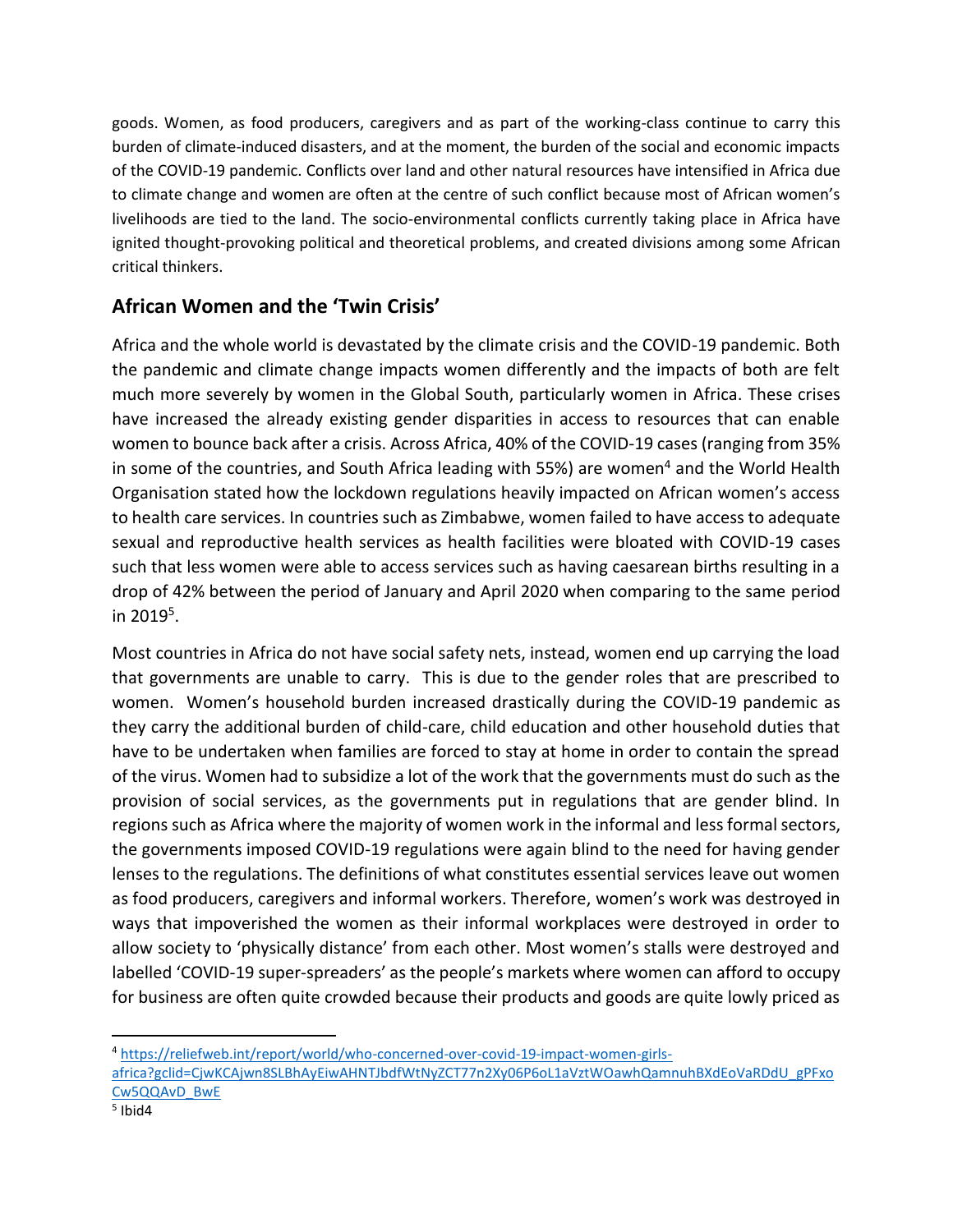goods. Women, as food producers, caregivers and as part of the working-class continue to carry this burden of climate-induced disasters, and at the moment, the burden of the social and economic impacts of the COVID-19 pandemic. Conflicts over land and other natural resources have intensified in Africa due to climate change and women are often at the centre of such conflict because most of African women's livelihoods are tied to the land. The socio-environmental conflicts currently taking place in Africa have ignited thought-provoking political and theoretical problems, and created divisions among some African critical thinkers.

## African Women and the 'Twin Crisis'

Africa and the whole world is devastated by the climate crisis and the COVID-19 pandemic. Both the pandemic and climate change impacts women differently and the impacts of both are felt much more severely by women in the Global South, particularly women in Africa. These crises have increased the already existing gender disparities in access to resources that can enable women to bounce back after a crisis. Across Africa, 40% of the COVID-19 cases (ranging from 35% in some of the countries, and South Africa leading with 55%) are women[4] and the World Health Organisation stated how the lockdown regulations heavily impacted on African women's access to health care services. In countries such as Zimbabwe, women failed to have access to adequate sexual and reproductive health services as health facilities were bloated with COVID-19 cases such that less women were able to access services such as having caesarean births resulting in a drop of 42% between the period of January and April 2020 when comparing to the same period in 2019[5].

Most countries in Africa do not have social safety nets, instead, women end up carrying the load that governments are unable to carry. This is due to the gender roles that are prescribed to women. Women's household burden increased drastically during the COVID-19 pandemic as they carry the additional burden of child-care, child education and other household duties that have to be undertaken when families are forced to stay at home in order to contain the spread of the virus. Women had to subsidize a lot of the work that the governments must do such as the provision of social services, as the governments put in regulations that are gender blind. In regions such as Africa where the majority of women work in the informal and less formal sectors, the governments imposed COVID-19 regulations were again blind to the need for having gender lenses to the regulations. The definitions of what constitutes essential services leave out women as food producers, caregivers and informal workers. Therefore, women's work was destroyed in ways that impoverished the women as their informal workplaces were destroyed in order to allow society to 'physically distance' from each other. Most women's stalls were destroyed and labelled 'COVID-19 super-spreaders' as the people's markets where women can afford to occupy for business are often quite crowded because their products and goods are quite lowly priced as

---

[4] https://reliefweb.int/report/world/who-concerned-over-covid-19-impact-women-girls-africa?gclid=CjwKCAjwn8SLBhAyEiwAHNTJbdfWtNyZCT77n2Xy06P6oL1aVztWOawhQamnuhBXdEoVaRDdU_gPFxoCw5QQAvD_BwE

[5] Ibid4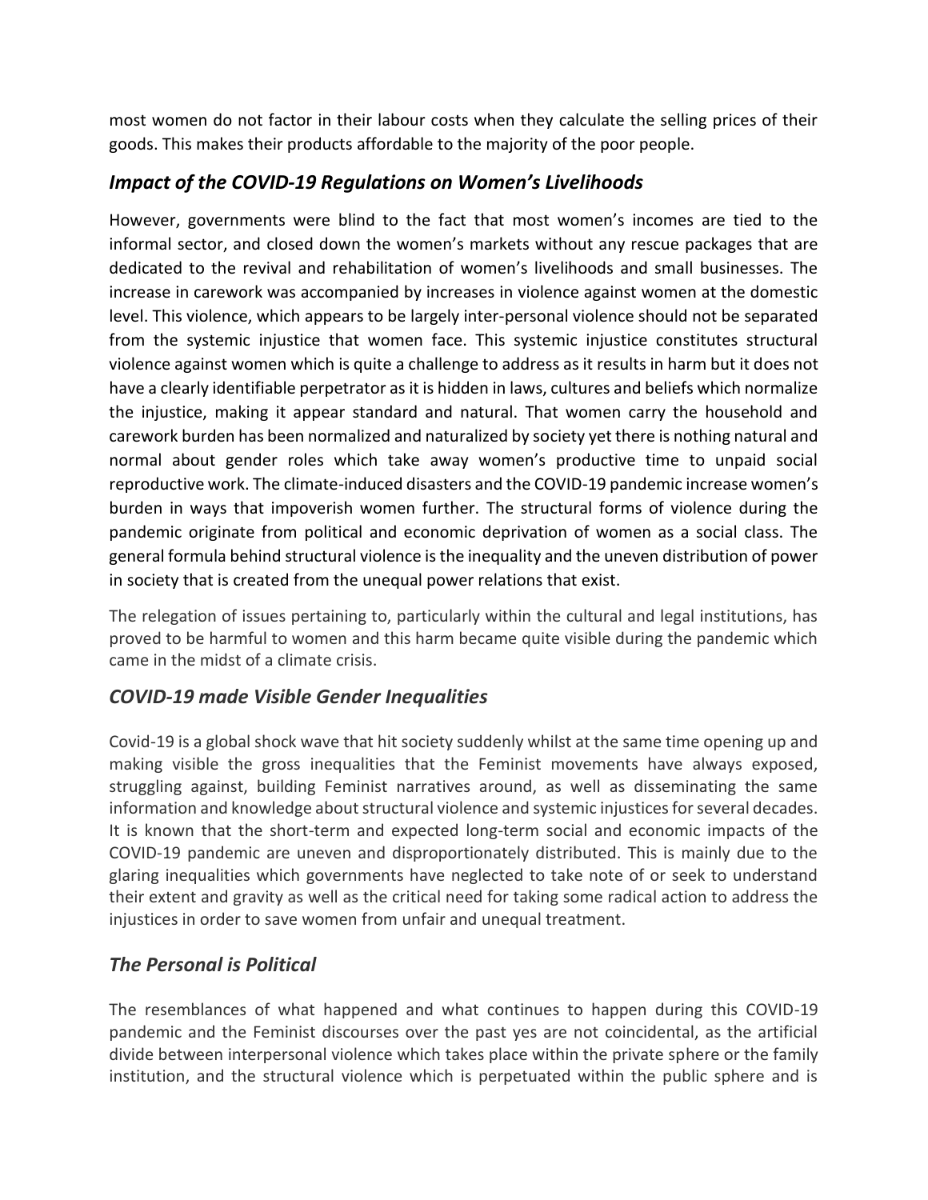most women do not factor in their labour costs when they calculate the selling prices of their goods. This makes their products affordable to the majority of the poor people.

### *Impact of the COVID-19 Regulations on Women's Livelihoods*

However, governments were blind to the fact that most women's incomes are tied to the informal sector, and closed down the women's markets without any rescue packages that are dedicated to the revival and rehabilitation of women's livelihoods and small businesses. The increase in carework was accompanied by increases in violence against women at the domestic level. This violence, which appears to be largely inter-personal violence should not be separated from the systemic injustice that women face. This systemic injustice constitutes structural violence against women which is quite a challenge to address as it results in harm but it does not have a clearly identifiable perpetrator as it is hidden in laws, cultures and beliefs which normalize the injustice, making it appear standard and natural. That women carry the household and carework burden has been normalized and naturalized by society yet there is nothing natural and normal about gender roles which take away women's productive time to unpaid social reproductive work. The climate-induced disasters and the COVID-19 pandemic increase women's burden in ways that impoverish women further. The structural forms of violence during the pandemic originate from political and economic deprivation of women as a social class. The general formula behind structural violence is the inequality and the uneven distribution of power in society that is created from the unequal power relations that exist.

The relegation of issues pertaining to, particularly within the cultural and legal institutions, has proved to be harmful to women and this harm became quite visible during the pandemic which came in the midst of a climate crisis.

### *COVID-19 made Visible Gender Inequalities*

Covid-19 is a global shock wave that hit society suddenly whilst at the same time opening up and making visible the gross inequalities that the Feminist movements have always exposed, struggling against, building Feminist narratives around, as well as disseminating the same information and knowledge about structural violence and systemic injustices for several decades. It is known that the short-term and expected long-term social and economic impacts of the COVID-19 pandemic are uneven and disproportionately distributed. This is mainly due to the glaring inequalities which governments have neglected to take note of or seek to understand their extent and gravity as well as the critical need for taking some radical action to address the injustices in order to save women from unfair and unequal treatment.

### *The Personal is Political*

The resemblances of what happened and what continues to happen during this COVID-19 pandemic and the Feminist discourses over the past yes are not coincidental, as the artificial divide between interpersonal violence which takes place within the private sphere or the family institution, and the structural violence which is perpetuated within the public sphere and is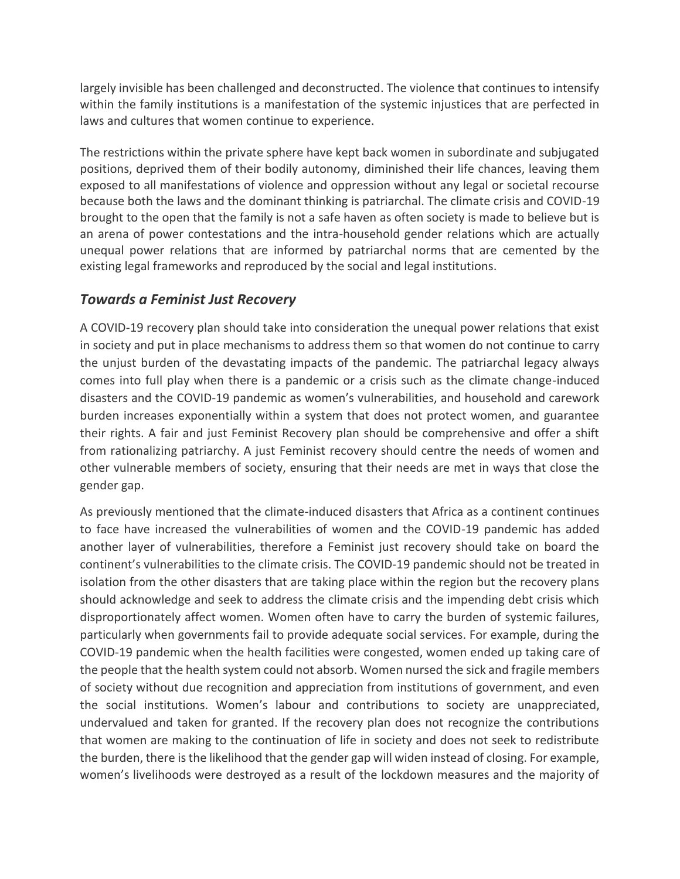largely invisible has been challenged and deconstructed. The violence that continues to intensify within the family institutions is a manifestation of the systemic injustices that are perfected in laws and cultures that women continue to experience.

The restrictions within the private sphere have kept back women in subordinate and subjugated positions, deprived them of their bodily autonomy, diminished their life chances, leaving them exposed to all manifestations of violence and oppression without any legal or societal recourse because both the laws and the dominant thinking is patriarchal. The climate crisis and COVID-19 brought to the open that the family is not a safe haven as often society is made to believe but is an arena of power contestations and the intra-household gender relations which are actually unequal power relations that are informed by patriarchal norms that are cemented by the existing legal frameworks and reproduced by the social and legal institutions.

## ***Towards a Feminist Just Recovery***

A COVID-19 recovery plan should take into consideration the unequal power relations that exist in society and put in place mechanisms to address them so that women do not continue to carry the unjust burden of the devastating impacts of the pandemic. The patriarchal legacy always comes into full play when there is a pandemic or a crisis such as the climate change-induced disasters and the COVID-19 pandemic as women's vulnerabilities, and household and carework burden increases exponentially within a system that does not protect women, and guarantee their rights. A fair and just Feminist Recovery plan should be comprehensive and offer a shift from rationalizing patriarchy. A just Feminist recovery should centre the needs of women and other vulnerable members of society, ensuring that their needs are met in ways that close the gender gap.

As previously mentioned that the climate-induced disasters that Africa as a continent continues to face have increased the vulnerabilities of women and the COVID-19 pandemic has added another layer of vulnerabilities, therefore a Feminist just recovery should take on board the continent's vulnerabilities to the climate crisis. The COVID-19 pandemic should not be treated in isolation from the other disasters that are taking place within the region but the recovery plans should acknowledge and seek to address the climate crisis and the impending debt crisis which disproportionately affect women. Women often have to carry the burden of systemic failures, particularly when governments fail to provide adequate social services. For example, during the COVID-19 pandemic when the health facilities were congested, women ended up taking care of the people that the health system could not absorb. Women nursed the sick and fragile members of society without due recognition and appreciation from institutions of government, and even the social institutions. Women's labour and contributions to society are unappreciated, undervalued and taken for granted. If the recovery plan does not recognize the contributions that women are making to the continuation of life in society and does not seek to redistribute the burden, there is the likelihood that the gender gap will widen instead of closing. For example, women's livelihoods were destroyed as a result of the lockdown measures and the majority of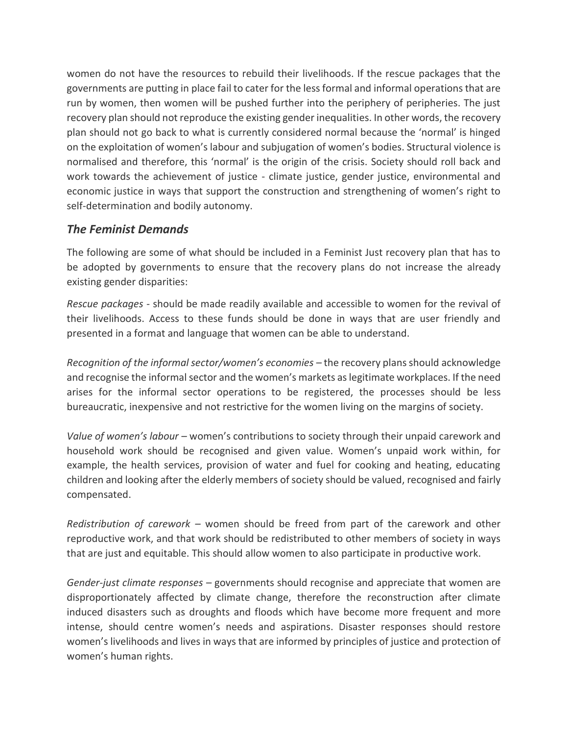women do not have the resources to rebuild their livelihoods. If the rescue packages that the governments are putting in place fail to cater for the less formal and informal operations that are run by women, then women will be pushed further into the periphery of peripheries. The just recovery plan should not reproduce the existing gender inequalities. In other words, the recovery plan should not go back to what is currently considered normal because the 'normal' is hinged on the exploitation of women's labour and subjugation of women's bodies. Structural violence is normalised and therefore, this 'normal' is the origin of the crisis. Society should roll back and work towards the achievement of justice - climate justice, gender justice, environmental and economic justice in ways that support the construction and strengthening of women's right to self-determination and bodily autonomy.

## *The Feminist Demands*

The following are some of what should be included in a Feminist Just recovery plan that has to be adopted by governments to ensure that the recovery plans do not increase the already existing gender disparities:

*Rescue packages* - should be made readily available and accessible to women for the revival of their livelihoods. Access to these funds should be done in ways that are user friendly and presented in a format and language that women can be able to understand.

*Recognition of the informal sector/women's economies* – the recovery plans should acknowledge and recognise the informal sector and the women's markets as legitimate workplaces. If the need arises for the informal sector operations to be registered, the processes should be less bureaucratic, inexpensive and not restrictive for the women living on the margins of society.

*Value of women's labour* – women's contributions to society through their unpaid carework and household work should be recognised and given value. Women's unpaid work within, for example, the health services, provision of water and fuel for cooking and heating, educating children and looking after the elderly members of society should be valued, recognised and fairly compensated.

*Redistribution of carework* – women should be freed from part of the carework and other reproductive work, and that work should be redistributed to other members of society in ways that are just and equitable. This should allow women to also participate in productive work.

*Gender-just climate responses* – governments should recognise and appreciate that women are disproportionately affected by climate change, therefore the reconstruction after climate induced disasters such as droughts and floods which have become more frequent and more intense, should centre women's needs and aspirations. Disaster responses should restore women's livelihoods and lives in ways that are informed by principles of justice and protection of women's human rights.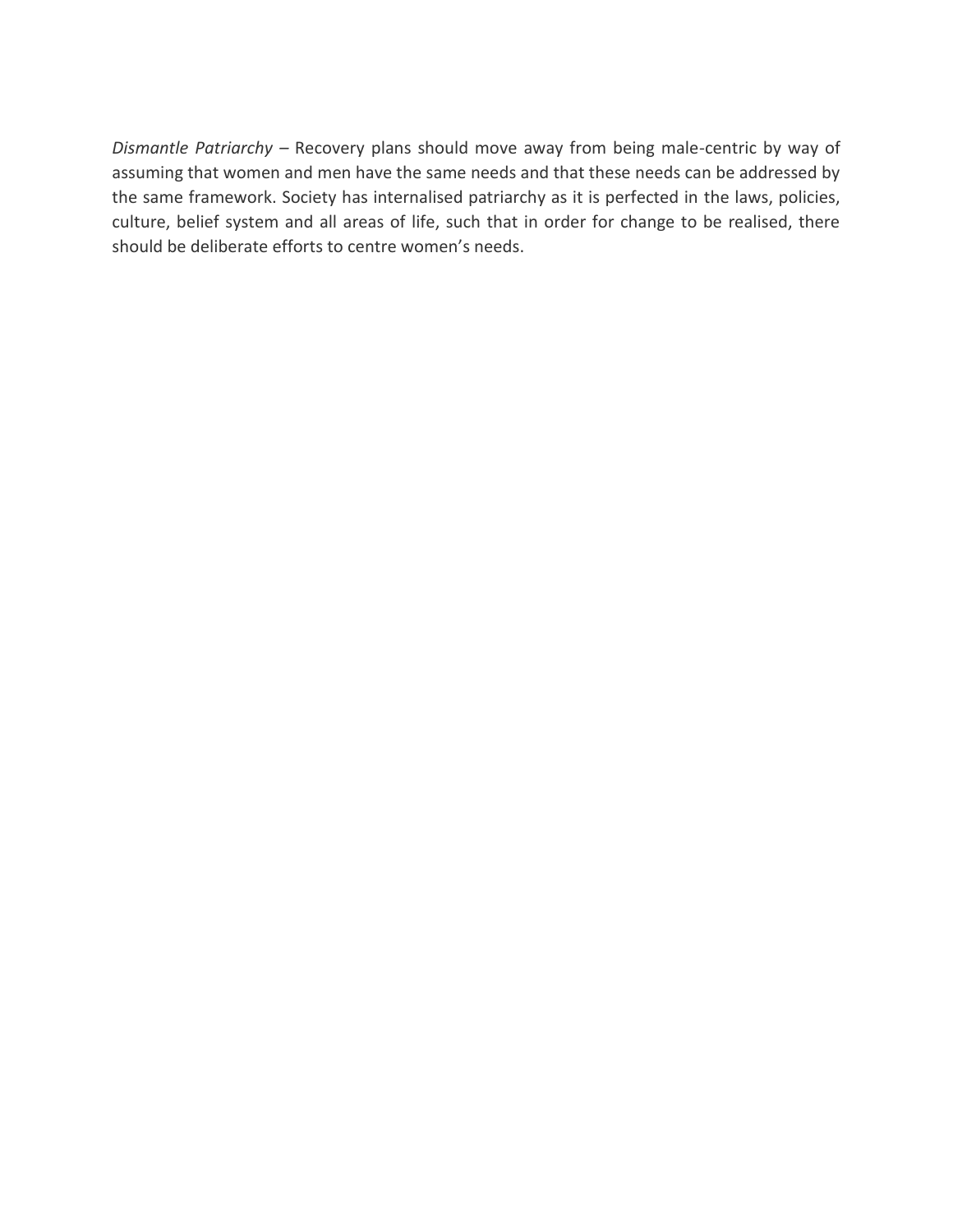*Dismantle Patriarchy* – Recovery plans should move away from being male-centric by way of assuming that women and men have the same needs and that these needs can be addressed by the same framework. Society has internalised patriarchy as it is perfected in the laws, policies, culture, belief system and all areas of life, such that in order for change to be realised, there should be deliberate efforts to centre women's needs.